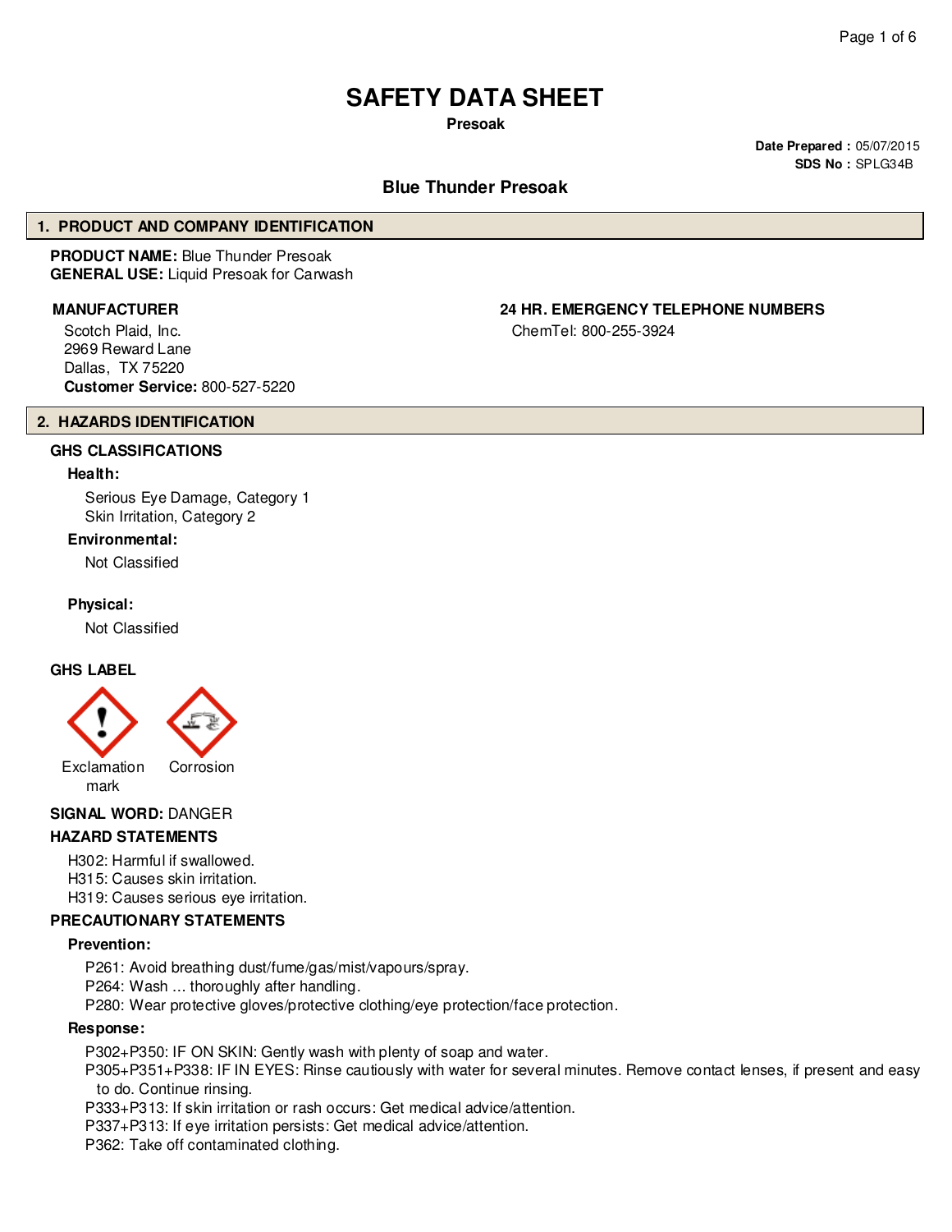# SAFETY DATA SHEET

**Presoak**

**Date Prepared :** 05/07/2015
**SDS No :** SPLG34B

## Blue Thunder Presoak

## 1. PRODUCT AND COMPANY IDENTIFICATION

**PRODUCT NAME:** Blue Thunder Presoak
**GENERAL USE:** Liquid Presoak for Carwash

**MANUFACTURER**

Scotch Plaid, Inc.
2969 Reward Lane
Dallas, TX 75220
**Customer Service:** 800-527-5220

**24 HR. EMERGENCY TELEPHONE NUMBERS**

ChemTel: 800-255-3924

## 2. HAZARDS IDENTIFICATION

### GHS CLASSIFICATIONS

**Health:**

Serious Eye Damage, Category 1
Skin Irritation, Category 2

**Environmental:**

Not Classified

**Physical:**

Not Classified

### GHS LABEL

Exclamation mark    Corrosion

**SIGNAL WORD:** DANGER

### HAZARD STATEMENTS

H302: Harmful if swallowed.
H315: Causes skin irritation.
H319: Causes serious eye irritation.

### PRECAUTIONARY STATEMENTS

**Prevention:**

P261: Avoid breathing dust/fume/gas/mist/vapours/spray.
P264: Wash ... thoroughly after handling.
P280: Wear protective gloves/protective clothing/eye protection/face protection.

**Response:**

P302+P350: IF ON SKIN: Gently wash with plenty of soap and water.
P305+P351+P338: IF IN EYES: Rinse cautiously with water for several minutes. Remove contact lenses, if present and easy to do. Continue rinsing.
P333+P313: If skin irritation or rash occurs: Get medical advice/attention.
P337+P313: If eye irritation persists: Get medical advice/attention.
P362: Take off contaminated clothing.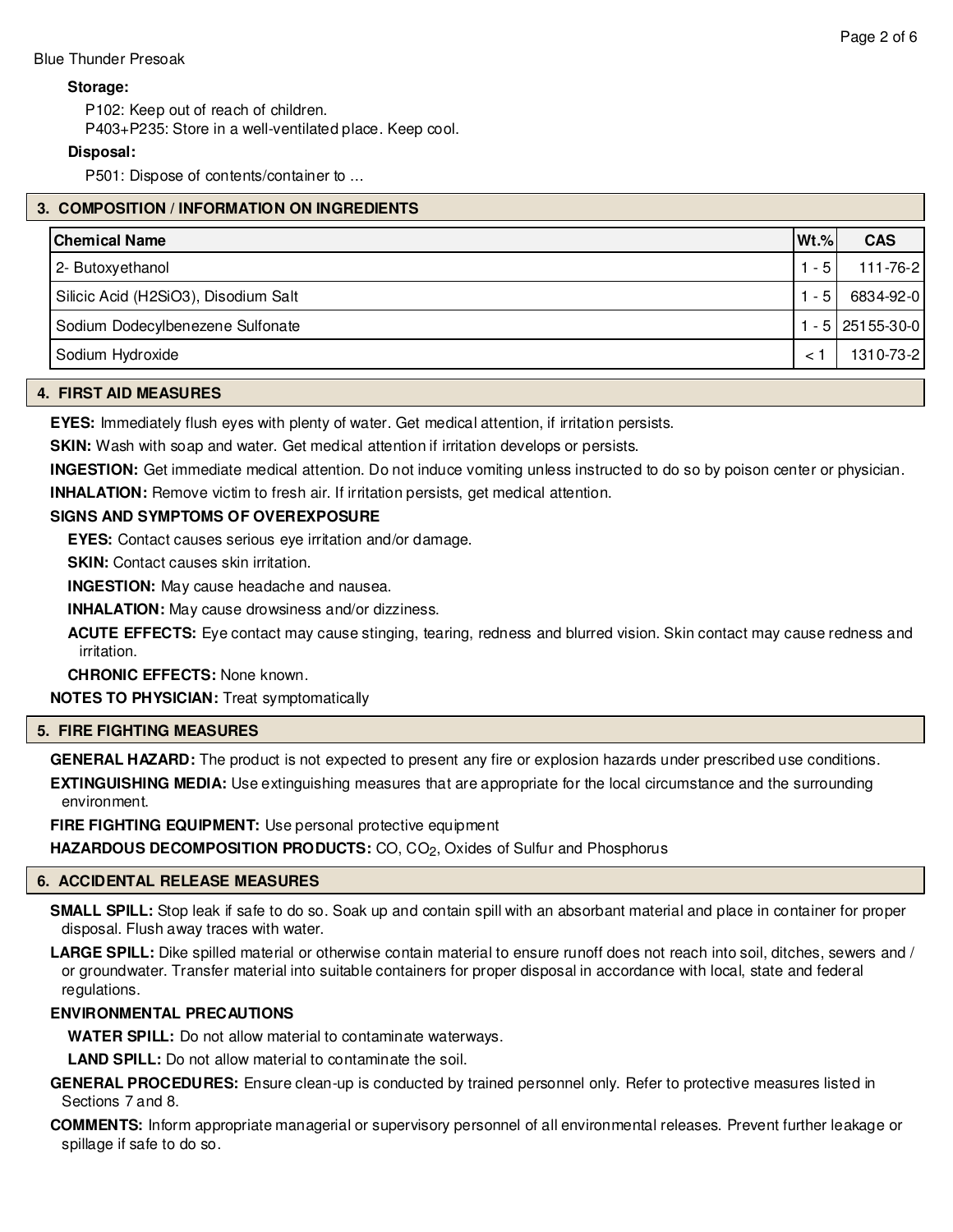**Storage:**

P102: Keep out of reach of children.
P403+P235: Store in a well-ventilated place. Keep cool.

**Disposal:**

P501: Dispose of contents/container to ...

## 3. COMPOSITION / INFORMATION ON INGREDIENTS

| Chemical Name | Wt.% | CAS |
|---|---|---|
| 2- Butoxyethanol | 1 - 5 | 111-76-2 |
| Silicic Acid (H2SiO3), Disodium Salt | 1 - 5 | 6834-92-0 |
| Sodium Dodecylbenezene Sulfonate | 1 - 5 | 25155-30-0 |
| Sodium Hydroxide | < 1 | 1310-73-2 |

## 4. FIRST AID MEASURES

**EYES:** Immediately flush eyes with plenty of water. Get medical attention, if irritation persists.

**SKIN:** Wash with soap and water. Get medical attention if irritation develops or persists.

**INGESTION:** Get immediate medical attention. Do not induce vomiting unless instructed to do so by poison center or physician.

**INHALATION:** Remove victim to fresh air. If irritation persists, get medical attention.

**SIGNS AND SYMPTOMS OF OVEREXPOSURE**

**EYES:** Contact causes serious eye irritation and/or damage.

**SKIN:** Contact causes skin irritation.

**INGESTION:** May cause headache and nausea.

**INHALATION:** May cause drowsiness and/or dizziness.

**ACUTE EFFECTS:** Eye contact may cause stinging, tearing, redness and blurred vision. Skin contact may cause redness and irritation.

**CHRONIC EFFECTS:** None known.

**NOTES TO PHYSICIAN:** Treat symptomatically

## 5. FIRE FIGHTING MEASURES

**GENERAL HAZARD:** The product is not expected to present any fire or explosion hazards under prescribed use conditions.

**EXTINGUISHING MEDIA:** Use extinguishing measures that are appropriate for the local circumstance and the surrounding environment.

**FIRE FIGHTING EQUIPMENT:** Use personal protective equipment

**HAZARDOUS DECOMPOSITION PRODUCTS:** CO, $CO_2$, Oxides of Sulfur and Phosphorus

## 6. ACCIDENTAL RELEASE MEASURES

**SMALL SPILL:** Stop leak if safe to do so. Soak up and contain spill with an absorbant material and place in container for proper disposal. Flush away traces with water.

**LARGE SPILL:** Dike spilled material or otherwise contain material to ensure runoff does not reach into soil, ditches, sewers and / or groundwater. Transfer material into suitable containers for proper disposal in accordance with local, state and federal regulations.

**ENVIRONMENTAL PRECAUTIONS**

**WATER SPILL:** Do not allow material to contaminate waterways.

**LAND SPILL:** Do not allow material to contaminate the soil.

**GENERAL PROCEDURES:** Ensure clean-up is conducted by trained personnel only. Refer to protective measures listed in Sections 7 and 8.

**COMMENTS:** Inform appropriate managerial or supervisory personnel of all environmental releases. Prevent further leakage or spillage if safe to do so.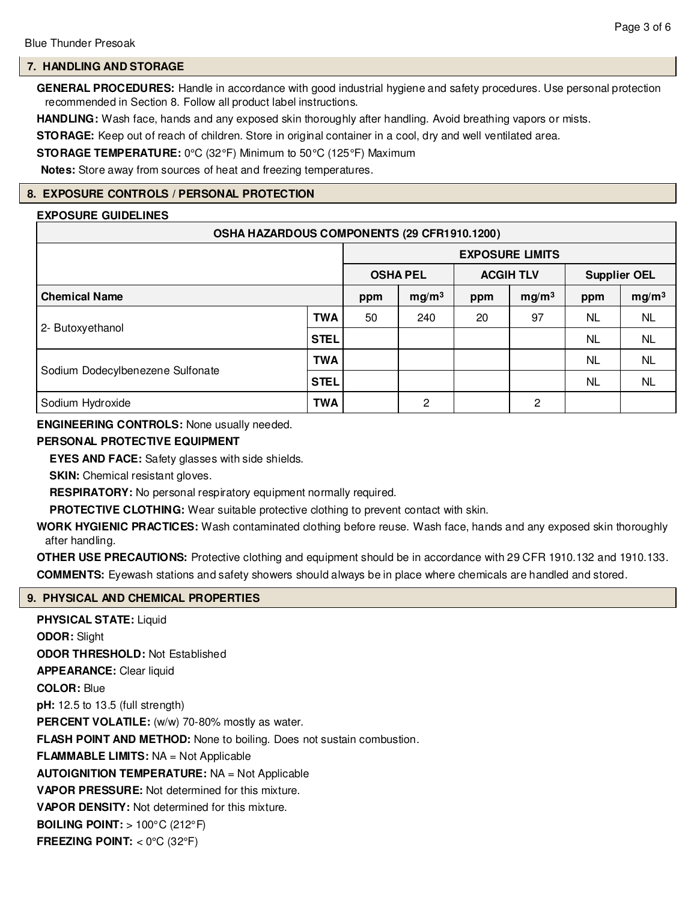## 7. HANDLING AND STORAGE

**GENERAL PROCEDURES:** Handle in accordance with good industrial hygiene and safety procedures. Use personal protection recommended in Section 8. Follow all product label instructions.

**HANDLING:** Wash face, hands and any exposed skin thoroughly after handling. Avoid breathing vapors or mists.

**STORAGE:** Keep out of reach of children. Store in original container in a cool, dry and well ventilated area.

**STORAGE TEMPERATURE:** 0°C (32°F) Minimum to 50°C (125°F) Maximum

**Notes:** Store away from sources of heat and freezing temperatures.

## 8. EXPOSURE CONTROLS / PERSONAL PROTECTION

**EXPOSURE GUIDELINES**

| OSHA HAZARDOUS COMPONENTS (29 CFR1910.1200) | | | | | | | |
|---|---|---|---|---|---|---|---|
| | | EXPOSURE LIMITS | | | | | |
| | | OSHA PEL | | ACGIH TLV | | Supplier OEL | |
| **Chemical Name** | | ppm | $mg/m^3$ | ppm | $mg/m^3$ | ppm | $mg/m^3$ |
| 2- Butoxyethanol | TWA | 50 | 240 | 20 | 97 | NL | NL |
| | STEL | | | | | NL | NL |
| Sodium Dodecylbenezene Sulfonate | TWA | | | | | NL | NL |
| | STEL | | | | | NL | NL |
| Sodium Hydroxide | TWA | | 2 | | 2 | | |

**ENGINEERING CONTROLS:** None usually needed.

**PERSONAL PROTECTIVE EQUIPMENT**

**EYES AND FACE:** Safety glasses with side shields.

**SKIN:** Chemical resistant gloves.

**RESPIRATORY:** No personal respiratory equipment normally required.

**PROTECTIVE CLOTHING:** Wear suitable protective clothing to prevent contact with skin.

**WORK HYGIENIC PRACTICES:** Wash contaminated clothing before reuse. Wash face, hands and any exposed skin thoroughly after handling.

**OTHER USE PRECAUTIONS:** Protective clothing and equipment should be in accordance with 29 CFR 1910.132 and 1910.133.

**COMMENTS:** Eyewash stations and safety showers should always be in place where chemicals are handled and stored.

## 9. PHYSICAL AND CHEMICAL PROPERTIES

**PHYSICAL STATE:** Liquid

**ODOR:** Slight

**ODOR THRESHOLD:** Not Established

**APPEARANCE:** Clear liquid

**COLOR:** Blue

**pH:** 12.5 to 13.5 (full strength)

**PERCENT VOLATILE:** (w/w) 70-80% mostly as water.

**FLASH POINT AND METHOD:** None to boiling. Does not sustain combustion.

**FLAMMABLE LIMITS:** NA = Not Applicable

**AUTOIGNITION TEMPERATURE:** NA = Not Applicable

**VAPOR PRESSURE:** Not determined for this mixture.

**VAPOR DENSITY:** Not determined for this mixture.

**BOILING POINT:** > 100°C (212°F)

**FREEZING POINT:** < 0°C (32°F)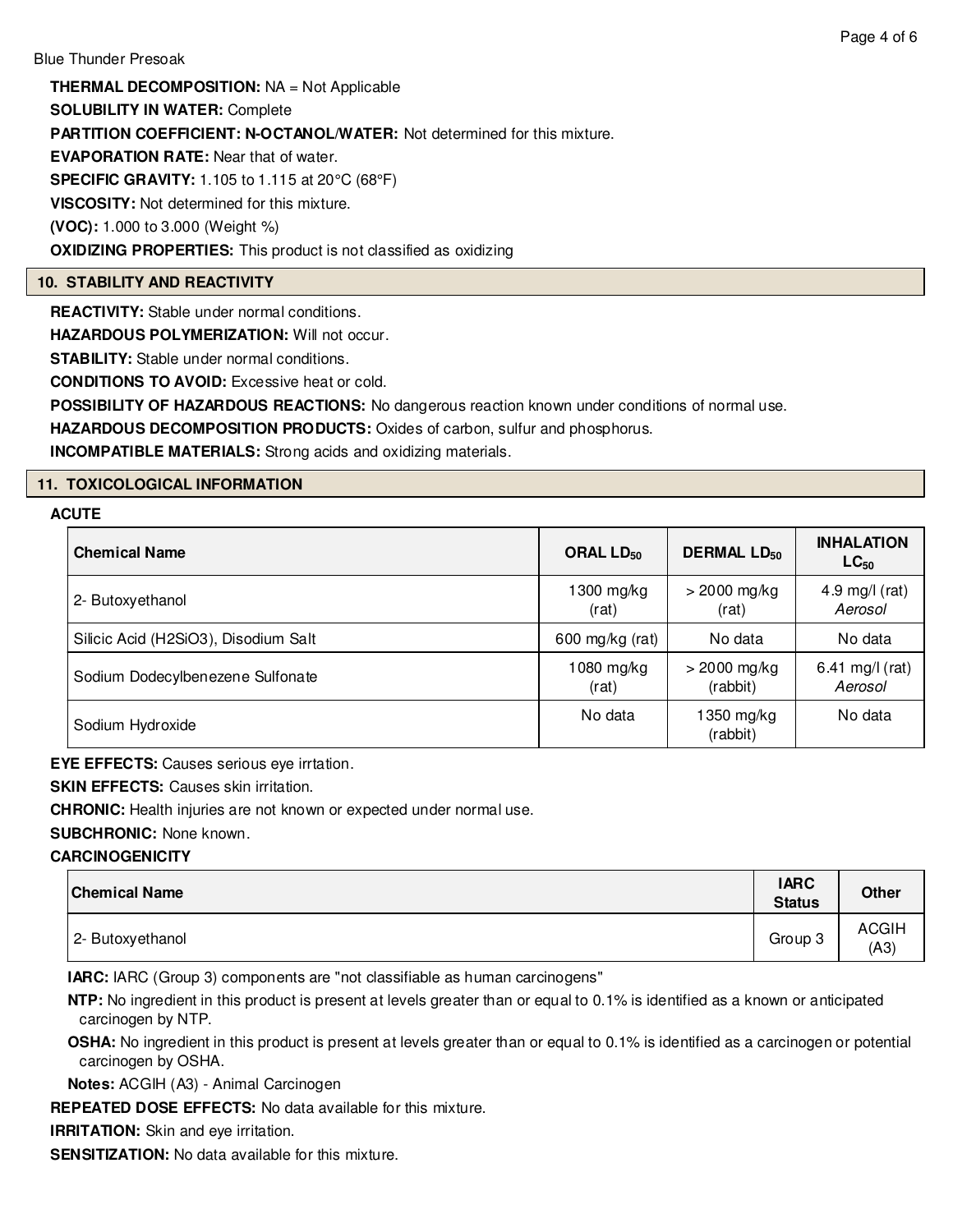**THERMAL DECOMPOSITION:** NA = Not Applicable

**SOLUBILITY IN WATER:** Complete

**PARTITION COEFFICIENT: N-OCTANOL/WATER:** Not determined for this mixture.

**EVAPORATION RATE:** Near that of water.

**SPECIFIC GRAVITY:** 1.105 to 1.115 at 20°C (68°F)

**VISCOSITY:** Not determined for this mixture.

**(VOC):** 1.000 to 3.000 (Weight %)

**OXIDIZING PROPERTIES:** This product is not classified as oxidizing

## 10. STABILITY AND REACTIVITY

**REACTIVITY:** Stable under normal conditions.

**HAZARDOUS POLYMERIZATION:** Will not occur.

**STABILITY:** Stable under normal conditions.

**CONDITIONS TO AVOID:** Excessive heat or cold.

**POSSIBILITY OF HAZARDOUS REACTIONS:** No dangerous reaction known under conditions of normal use.

**HAZARDOUS DECOMPOSITION PRODUCTS:** Oxides of carbon, sulfur and phosphorus.

**INCOMPATIBLE MATERIALS:** Strong acids and oxidizing materials.

## 11. TOXICOLOGICAL INFORMATION

**ACUTE**

| Chemical Name | ORAL $LD_{50}$ | DERMAL $LD_{50}$ | INHALATION $LC_{50}$ |
|---|---|---|---|
| 2- Butoxyethanol | 1300 mg/kg (rat) | > 2000 mg/kg (rat) | 4.9 mg/l (rat) *Aerosol* |
| Silicic Acid (H2SiO3), Disodium Salt | 600 mg/kg (rat) | No data | No data |
| Sodium Dodecylbenezene Sulfonate | 1080 mg/kg (rat) | > 2000 mg/kg (rabbit) | 6.41 mg/l (rat) *Aerosol* |
| Sodium Hydroxide | No data | 1350 mg/kg (rabbit) | No data |

**EYE EFFECTS:** Causes serious eye irrtation.

**SKIN EFFECTS:** Causes skin irritation.

**CHRONIC:** Health injuries are not known or expected under normal use.

**SUBCHRONIC:** None known.

**CARCINOGENICITY**

| Chemical Name | IARC Status | Other |
|---|---|---|
| 2- Butoxyethanol | Group 3 | ACGIH (A3) |

**IARC:** IARC (Group 3) components are "not classifiable as human carcinogens"

**NTP:** No ingredient in this product is present at levels greater than or equal to 0.1% is identified as a known or anticipated carcinogen by NTP.

**OSHA:** No ingredient in this product is present at levels greater than or equal to 0.1% is identified as a carcinogen or potential carcinogen by OSHA.

**Notes:** ACGIH (A3) - Animal Carcinogen

**REPEATED DOSE EFFECTS:** No data available for this mixture.

**IRRITATION:** Skin and eye irritation.

**SENSITIZATION:** No data available for this mixture.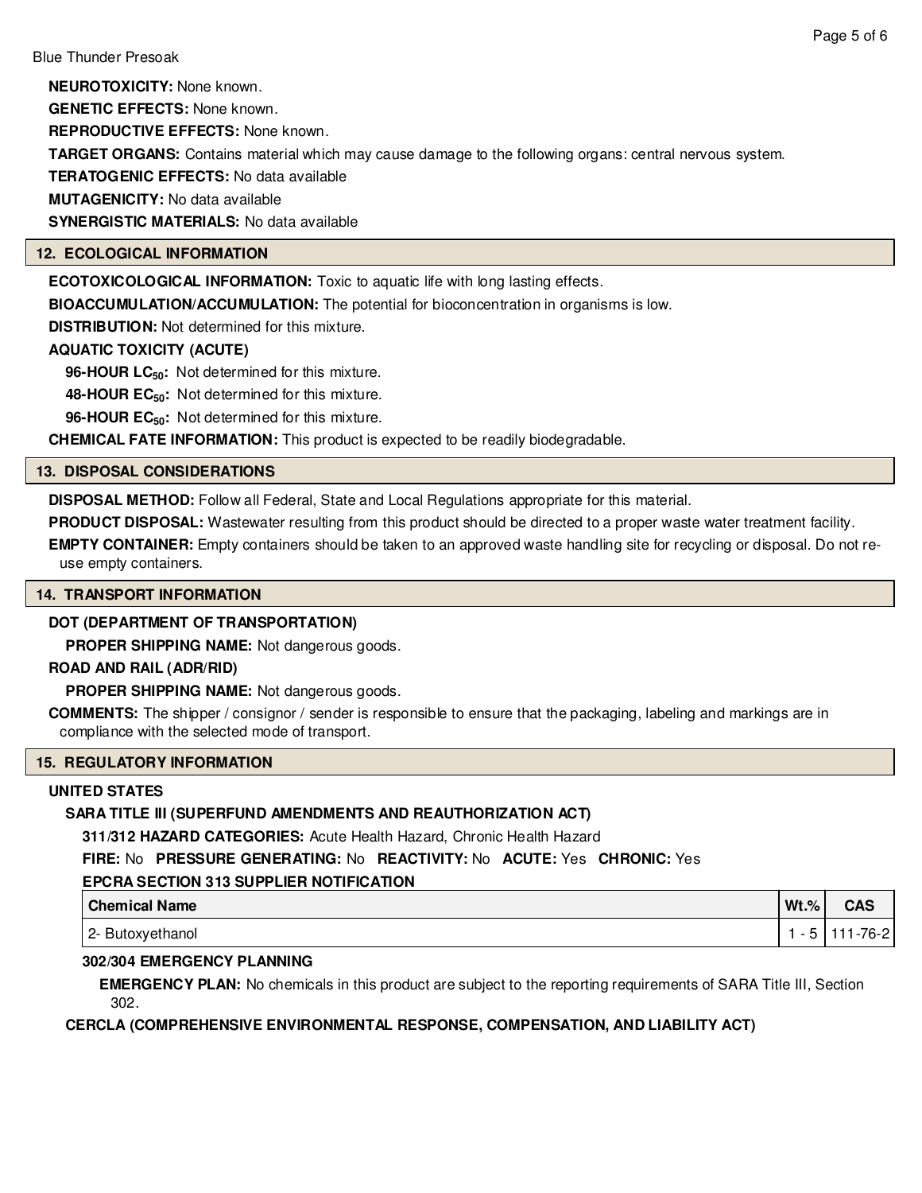**NEUROTOXICITY:** None known.

**GENETIC EFFECTS:** None known.

**REPRODUCTIVE EFFECTS:** None known.

**TARGET ORGANS:** Contains material which may cause damage to the following organs: central nervous system.

**TERATOGENIC EFFECTS:** No data available

**MUTAGENICITY:** No data available

**SYNERGISTIC MATERIALS:** No data available

## 12. ECOLOGICAL INFORMATION

**ECOTOXICOLOGICAL INFORMATION:** Toxic to aquatic life with long lasting effects.

**BIOACCUMULATION/ACCUMULATION:** The potential for bioconcentration in organisms is low.

**DISTRIBUTION:** Not determined for this mixture.

**AQUATIC TOXICITY (ACUTE)**

**96-HOUR $LC_{50}$:** Not determined for this mixture.

**48-HOUR $EC_{50}$:** Not determined for this mixture.

**96-HOUR $EC_{50}$:** Not determined for this mixture.

**CHEMICAL FATE INFORMATION:** This product is expected to be readily biodegradable.

## 13. DISPOSAL CONSIDERATIONS

**DISPOSAL METHOD:** Follow all Federal, State and Local Regulations appropriate for this material.

**PRODUCT DISPOSAL:** Wastewater resulting from this product should be directed to a proper waste water treatment facility.

**EMPTY CONTAINER:** Empty containers should be taken to an approved waste handling site for recycling or disposal. Do not re-use empty containers.

## 14. TRANSPORT INFORMATION

**DOT (DEPARTMENT OF TRANSPORTATION)**

**PROPER SHIPPING NAME:** Not dangerous goods.

**ROAD AND RAIL (ADR/RID)**

**PROPER SHIPPING NAME:** Not dangerous goods.

**COMMENTS:** The shipper / consignor / sender is responsible to ensure that the packaging, labeling and markings are in compliance with the selected mode of transport.

## 15. REGULATORY INFORMATION

**UNITED STATES**

**SARA TITLE III (SUPERFUND AMENDMENTS AND REAUTHORIZATION ACT)**

**311/312 HAZARD CATEGORIES:** Acute Health Hazard, Chronic Health Hazard

**FIRE:** No **PRESSURE GENERATING:** No **REACTIVITY:** No **ACUTE:** Yes **CHRONIC:** Yes

**EPCRA SECTION 313 SUPPLIER NOTIFICATION**

| Chemical Name | Wt.% | CAS |
|---|---|---|
| 2- Butoxyethanol | 1 - 5 | 111-76-2 |

**302/304 EMERGENCY PLANNING**

**EMERGENCY PLAN:** No chemicals in this product are subject to the reporting requirements of SARA Title III, Section 302.

**CERCLA (COMPREHENSIVE ENVIRONMENTAL RESPONSE, COMPENSATION, AND LIABILITY ACT)**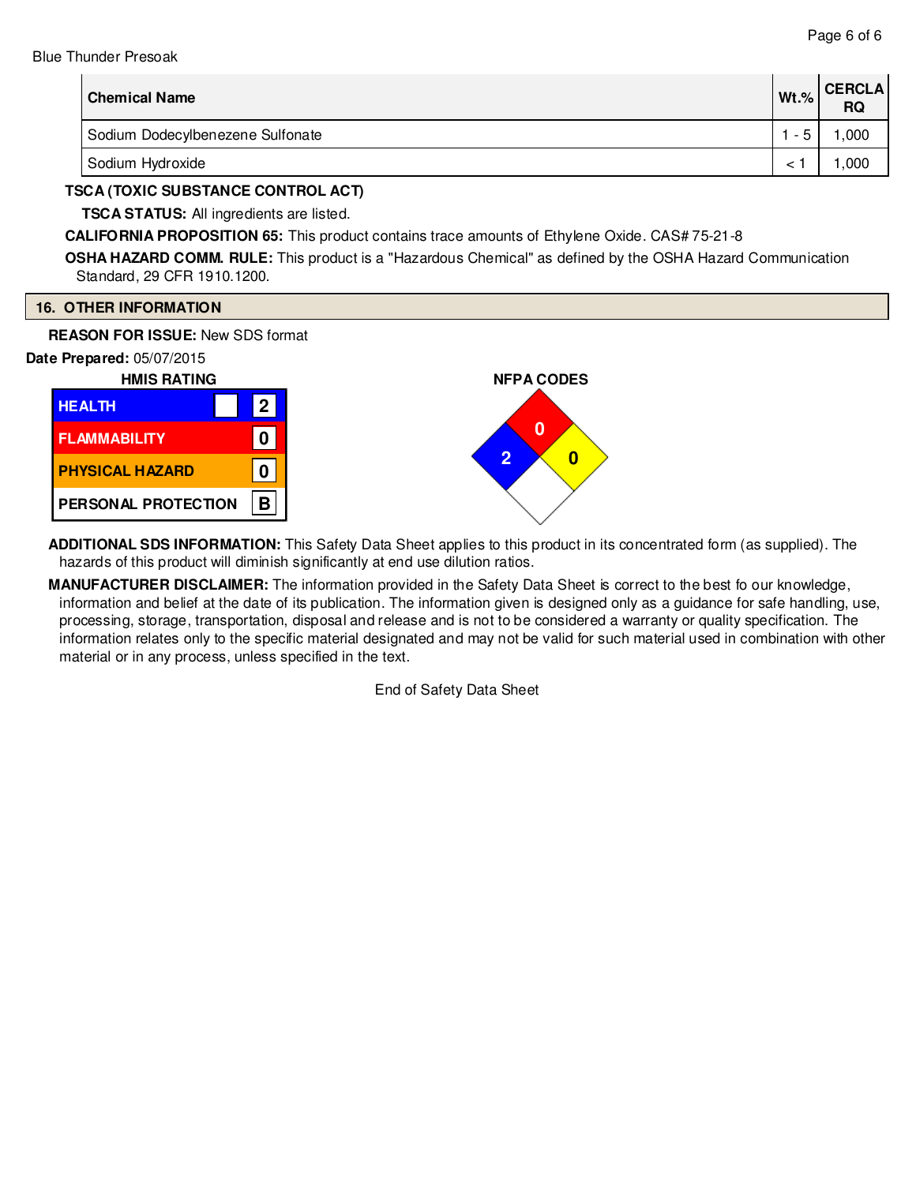| Chemical Name | Wt.% | CERCLA RQ |
|---|---|---|
| Sodium Dodecylbenezene Sulfonate | 1 - 5 | 1,000 |
| Sodium Hydroxide | < 1 | 1,000 |

**TSCA (TOXIC SUBSTANCE CONTROL ACT)**

**TSCA STATUS:** All ingredients are listed.

**CALIFORNIA PROPOSITION 65:** This product contains trace amounts of Ethylene Oxide. CAS# 75-21-8

**OSHA HAZARD COMM. RULE:** This product is a "Hazardous Chemical" as defined by the OSHA Hazard Communication Standard, 29 CFR 1910.1200.

## 16. OTHER INFORMATION

**REASON FOR ISSUE:** New SDS format

**Date Prepared:** 05/07/2015

**HMIS RATING**

| | |
|---|---|
| HEALTH | 2 |
| FLAMMABILITY | 0 |
| PHYSICAL HAZARD | 0 |
| PERSONAL PROTECTION | B |

**NFPA CODES**

0

2

0

**ADDITIONAL SDS INFORMATION:** This Safety Data Sheet applies to this product in its concentrated form (as supplied). The hazards of this product will diminish significantly at end use dilution ratios.

**MANUFACTURER DISCLAIMER:** The information provided in the Safety Data Sheet is correct to the best fo our knowledge, information and belief at the date of its publication. The information given is designed only as a guidance for safe handling, use, processing, storage, transportation, disposal and release and is not to be considered a warranty or quality specification. The information relates only to the specific material designated and may not be valid for such material used in combination with other material or in any process, unless specified in the text.

End of Safety Data Sheet